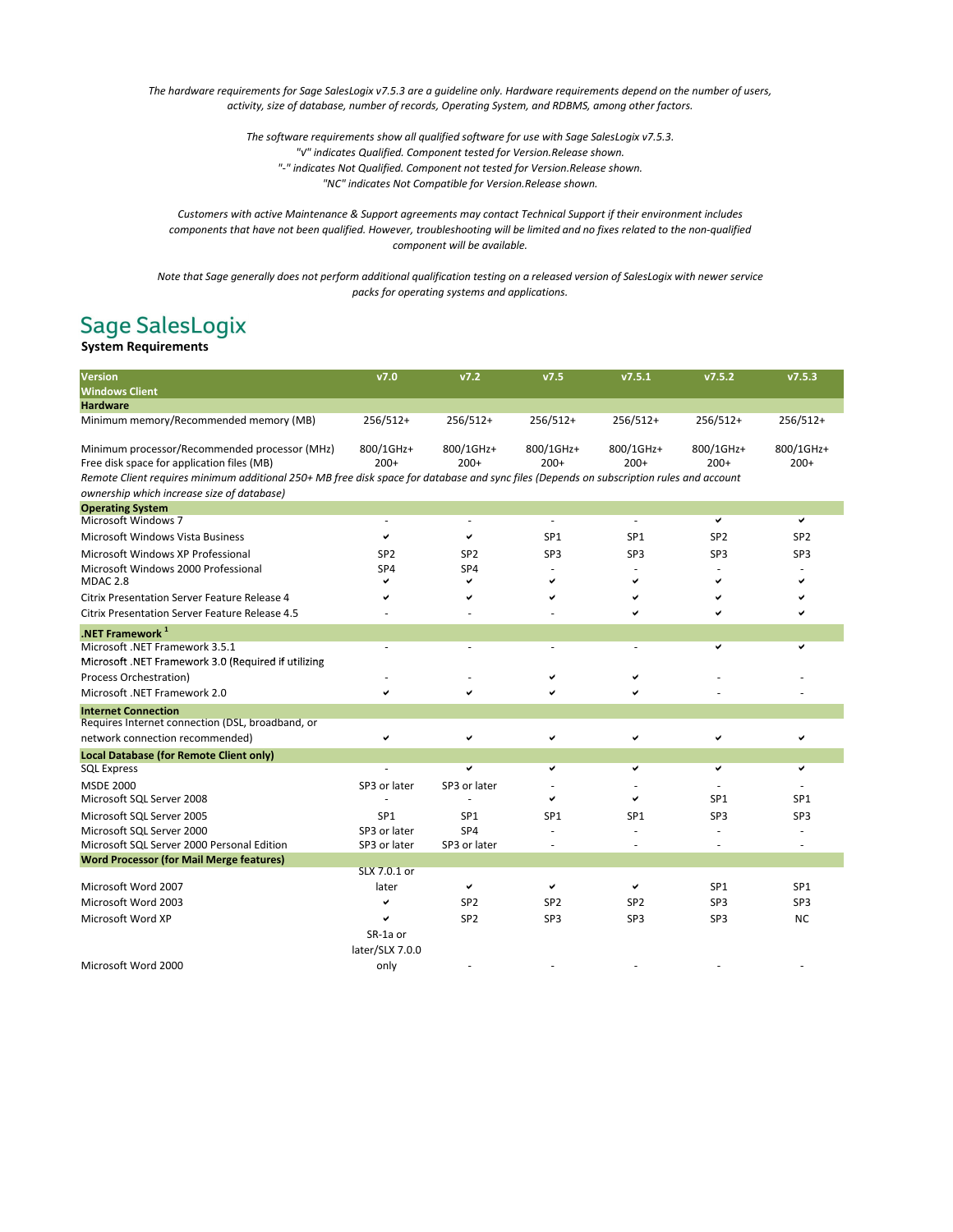*The hardware requirements for Sage SalesLogix v7.5.3 are a guideline only. Hardware requirements depend on the number of users, activity, size of database, number of records, Operating System, and RDBMS, among other factors.*

*The software requirements show all qualified software for use with Sage SalesLogix v7.5.3.*
*"√" indicates Qualified. Component tested for Version.Release shown.*
*"-" indicates Not Qualified. Component not tested for Version.Release shown.*
*"NC" indicates Not Compatible for Version.Release shown.*

*Customers with active Maintenance & Support agreements may contact Technical Support if their environment includes components that have not been qualified. However, troubleshooting will be limited and no fixes related to the non-qualified component will be available.*

*Note that Sage generally does not perform additional qualification testing on a released version of SalesLogix with newer service packs for operating systems and applications.*

# Sage SalesLogix

**System Requirements**

| Version<br>Windows Client | v7.0 | v7.2 | v7.5 | v7.5.1 | v7.5.2 | v7.5.3 |
|---|---|---|---|---|---|---|
| **Hardware** | | | | | | |
| Minimum memory/Recommended memory (MB) | 256/512+ | 256/512+ | 256/512+ | 256/512+ | 256/512+ | 256/512+ |
| Minimum processor/Recommended processor (MHz) | 800/1GHz+ | 800/1GHz+ | 800/1GHz+ | 800/1GHz+ | 800/1GHz+ | 800/1GHz+ |
| Free disk space for application files (MB) | 200+ | 200+ | 200+ | 200+ | 200+ | 200+ |
| *Remote Client requires minimum additional 250+ MB free disk space for database and sync files (Depends on subscription rules and account ownership which increase size of database)* | | | | | | |
| **Operating System** | | | | | | |
| Microsoft Windows 7 | - | - | - | - | ✔ | ✔ |
| Microsoft Windows Vista Business | ✔ | ✔ | SP1 | SP1 | SP2 | SP2 |
| Microsoft Windows XP Professional | SP2 | SP2 | SP3 | SP3 | SP3 | SP3 |
| Microsoft Windows 2000 Professional | SP4 | SP4 | - | - | - | - |
| MDAC 2.8 | ✔ | ✔ | ✔ | ✔ | ✔ | ✔ |
| Citrix Presentation Server Feature Release 4 | ✔ | ✔ | ✔ | ✔ | ✔ | ✔ |
| Citrix Presentation Server Feature Release 4.5 | - | - | - | ✔ | ✔ | ✔ |
| **.NET Framework [1]** | | | | | | |
| Microsoft .NET Framework 3.5.1 | - | - | - | - | ✔ | ✔ |
| Microsoft .NET Framework 3.0 (Required if utilizing Process Orchestration) | - | - | ✔ | ✔ | - | - |
| Microsoft .NET Framework 2.0 | ✔ | ✔ | ✔ | ✔ | - | - |
| **Internet Connection** | | | | | | |
| Requires Internet connection (DSL, broadband, or network connection recommended) | ✔ | ✔ | ✔ | ✔ | ✔ | ✔ |
| **Local Database (for Remote Client only)** | | | | | | |
| SQL Express | - | ✔ | ✔ | ✔ | ✔ | ✔ |
| MSDE 2000 | SP3 or later | SP3 or later | - | - | - | - |
| Microsoft SQL Server 2008 | - | - | ✔ | ✔ | SP1 | SP1 |
| Microsoft SQL Server 2005 | SP1 | SP1 | SP1 | SP1 | SP3 | SP3 |
| Microsoft SQL Server 2000 | SP3 or later | SP4 | - | - | - | - |
| Microsoft SQL Server 2000 Personal Edition | SP3 or later | SP3 or later | - | - | - | - |
| **Word Processor (for Mail Merge features)** | | | | | | |
| Microsoft Word 2007 | SLX 7.0.1 or later | ✔ | ✔ | ✔ | SP1 | SP1 |
| Microsoft Word 2003 | ✔ | SP2 | SP2 | SP2 | SP3 | SP3 |
| Microsoft Word XP | ✔ | SP2 | SP3 | SP3 | SP3 | NC |
| Microsoft Word 2000 | SR-1a or later/SLX 7.0.0 only | - | - | - | - | - |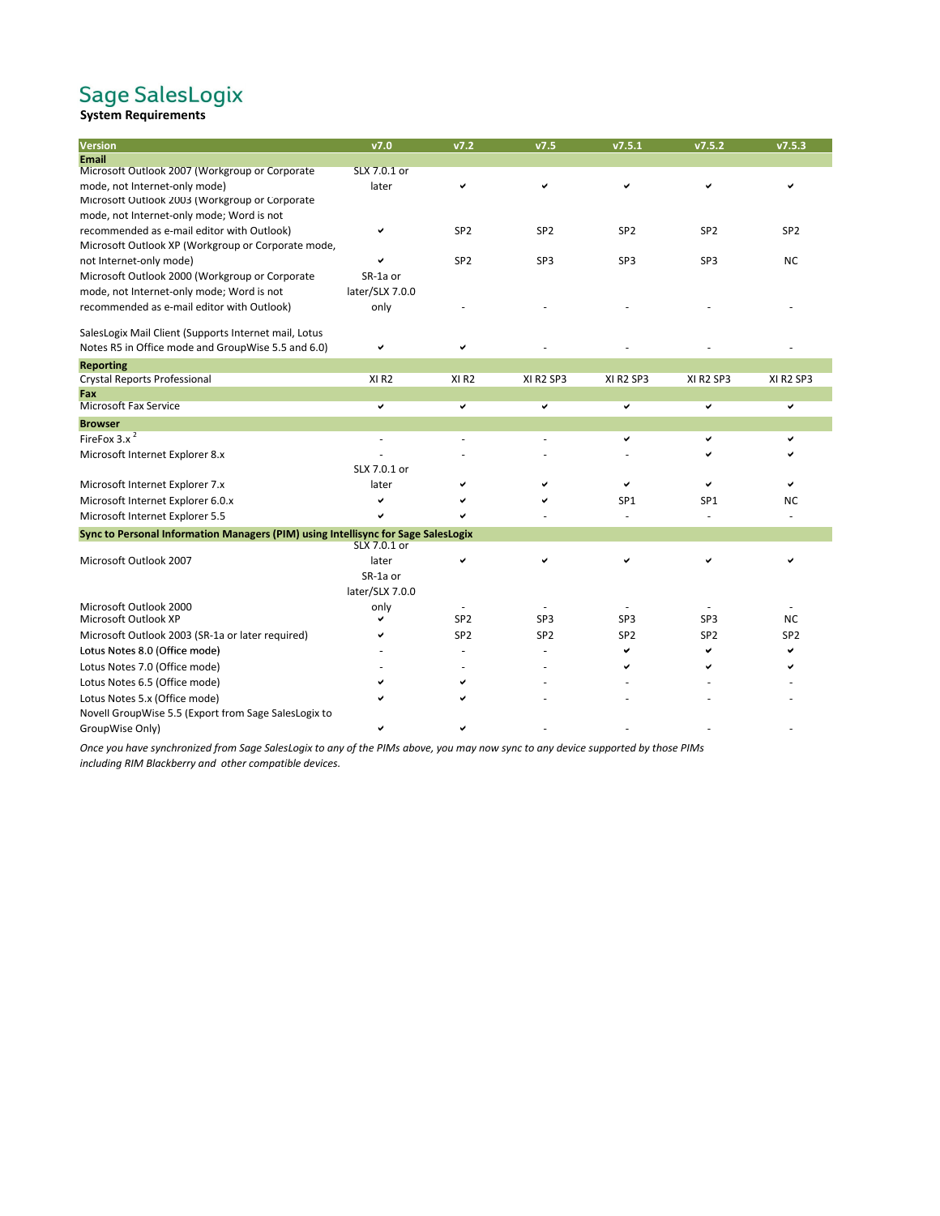# Sage SalesLogix

**System Requirements**

| Version | v7.0 | v7.2 | v7.5 | v7.5.1 | v7.5.2 | v7.5.3 |
|---|---|---|---|---|---|---|
| **Email** | | | | | | |
| Microsoft Outlook 2007 (Workgroup or Corporate mode, not Internet-only mode) | SLX 7.0.1 or later | ✔ | ✔ | ✔ | ✔ | ✔ |
| Microsoft Outlook 2003 (Workgroup or Corporate mode, not Internet-only mode; Word is not recommended as e-mail editor with Outlook) | ✔ | SP2 | SP2 | SP2 | SP2 | SP2 |
| Microsoft Outlook XP (Workgroup or Corporate mode, not Internet-only mode) | ✔ | SP2 | SP3 | SP3 | SP3 | NC |
| Microsoft Outlook 2000 (Workgroup or Corporate mode, not Internet-only mode; Word is not recommended as e-mail editor with Outlook) | SR-1a or later/SLX 7.0.0 only | - | - | - | - | - |
| SalesLogix Mail Client (Supports Internet mail, Lotus Notes R5 in Office mode and GroupWise 5.5 and 6.0) | ✔ | ✔ | - | - | - | - |
| **Reporting** | | | | | | |
| Crystal Reports Professional | XI R2 | XI R2 | XI R2 SP3 | XI R2 SP3 | XI R2 SP3 | XI R2 SP3 |
| **Fax** | | | | | | |
| Microsoft Fax Service | ✔ | ✔ | ✔ | ✔ | ✔ | ✔ |
| **Browser** | | | | | | |
| FireFox 3.x [2] | - | - | - | ✔ | ✔ | ✔ |
| Microsoft Internet Explorer 8.x | - | - | - | - | ✔ | ✔ |
| Microsoft Internet Explorer 7.x | SLX 7.0.1 or later | ✔ | ✔ | ✔ | ✔ | ✔ |
| Microsoft Internet Explorer 6.0.x | ✔ | ✔ | ✔ | SP1 | SP1 | NC |
| Microsoft Internet Explorer 5.5 | ✔ | ✔ | - | - | - | - |
| **Sync to Personal Information Managers (PIM) using Intellisync for Sage SalesLogix** | | | | | | |
| Microsoft Outlook 2007 | SLX 7.0.1 or later | ✔ | ✔ | ✔ | ✔ | ✔ |
| Microsoft Outlook 2000 | SR-1a or later/SLX 7.0.0 only | - | - | - | - | - |
| Microsoft Outlook XP | ✔ | SP2 | SP3 | SP3 | SP3 | NC |
| Microsoft Outlook 2003 (SR-1a or later required) | ✔ | SP2 | SP2 | SP2 | SP2 | SP2 |
| Lotus Notes 8.0 (Office mode) | - | - | - | ✔ | ✔ | ✔ |
| Lotus Notes 7.0 (Office mode) | - | - | - | ✔ | ✔ | ✔ |
| Lotus Notes 6.5 (Office mode) | ✔ | ✔ | - | - | - | - |
| Lotus Notes 5.x (Office mode) | ✔ | ✔ | - | - | - | - |
| Novell GroupWise 5.5 (Export from Sage SalesLogix to GroupWise Only) | ✔ | ✔ | - | - | - | - |

*Once you have synchronized from Sage SalesLogix to any of the PIMs above, you may now sync to any device supported by those PIMs including RIM Blackberry and other compatible devices.*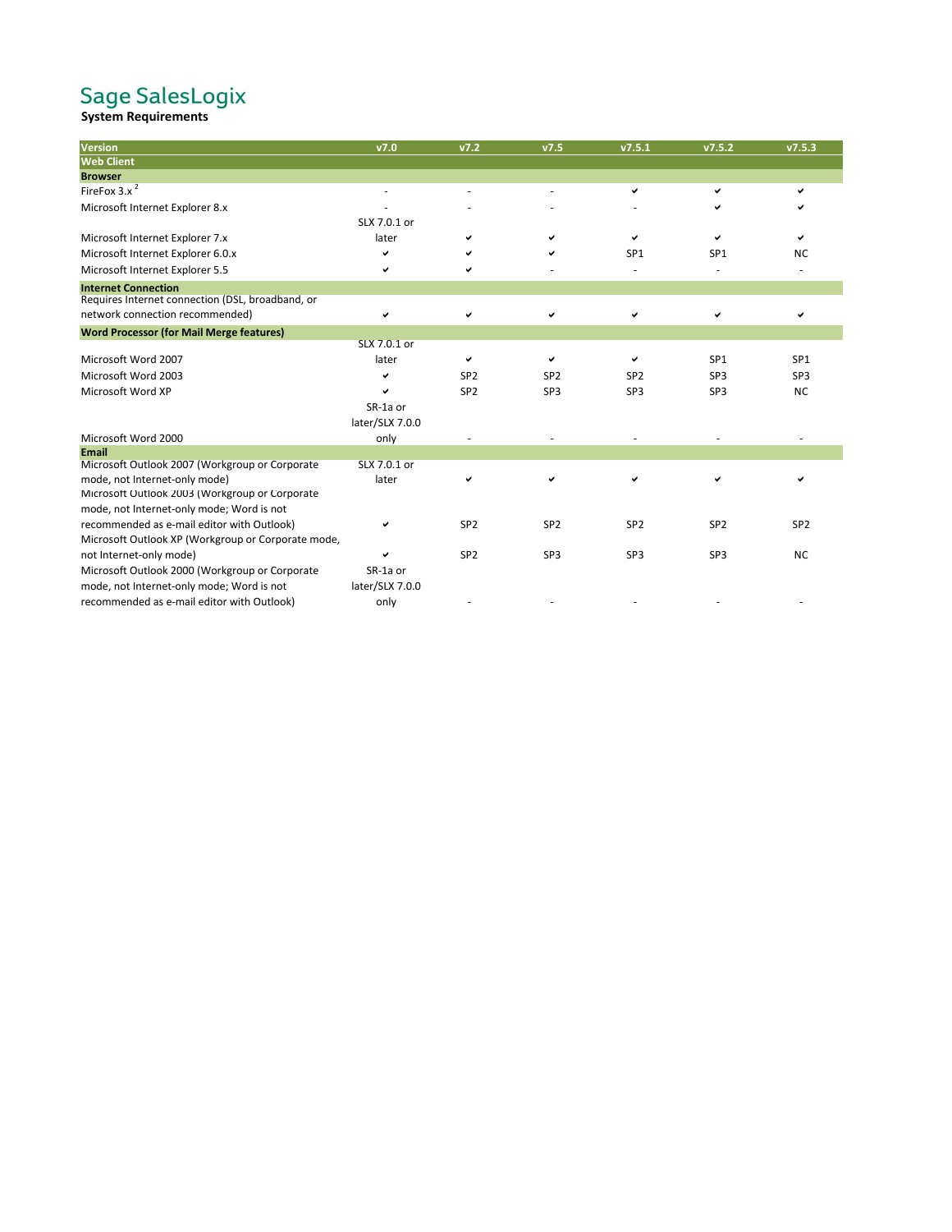# Sage SalesLogix

**System Requirements**

| Version | v7.0 | v7.2 | v7.5 | v7.5.1 | v7.5.2 | v7.5.3 |
|---|---|---|---|---|---|---|
| **Web Client** | | | | | | |
| **Browser** | | | | | | |
| FireFox 3.x [2] | - | - | - | ✔ | ✔ | ✔ |
| Microsoft Internet Explorer 8.x | - | - | - | - | ✔ | ✔ |
| Microsoft Internet Explorer 7.x | SLX 7.0.1 or later | ✔ | ✔ | ✔ | ✔ | ✔ |
| Microsoft Internet Explorer 6.0.x | ✔ | ✔ | ✔ | SP1 | SP1 | NC |
| Microsoft Internet Explorer 5.5 | ✔ | ✔ | - | - | - | - |
| **Internet Connection** | | | | | | |
| Requires Internet connection (DSL, broadband, or network connection recommended) | ✔ | ✔ | ✔ | ✔ | ✔ | ✔ |
| **Word Processor (for Mail Merge features)** | | | | | | |
| Microsoft Word 2007 | SLX 7.0.1 or later | ✔ | ✔ | ✔ | SP1 | SP1 |
| Microsoft Word 2003 | ✔ | SP2 | SP2 | SP2 | SP3 | SP3 |
| Microsoft Word XP | ✔ | SP2 | SP3 | SP3 | SP3 | NC |
| Microsoft Word 2000 | SR-1a or later/SLX 7.0.0 only | - | - | - | - | - |
| **Email** | | | | | | |
| Microsoft Outlook 2007 (Workgroup or Corporate mode, not Internet-only mode) | SLX 7.0.1 or later | ✔ | ✔ | ✔ | ✔ | ✔ |
| Microsoft Outlook 2003 (Workgroup or Corporate mode, not Internet-only mode; Word is not recommended as e-mail editor with Outlook) | ✔ | SP2 | SP2 | SP2 | SP2 | SP2 |
| Microsoft Outlook XP (Workgroup or Corporate mode, not Internet-only mode) | ✔ | SP2 | SP3 | SP3 | SP3 | NC |
| Microsoft Outlook 2000 (Workgroup or Corporate mode, not Internet-only mode; Word is not recommended as e-mail editor with Outlook) | SR-1a or later/SLX 7.0.0 only | - | - | - | - | - |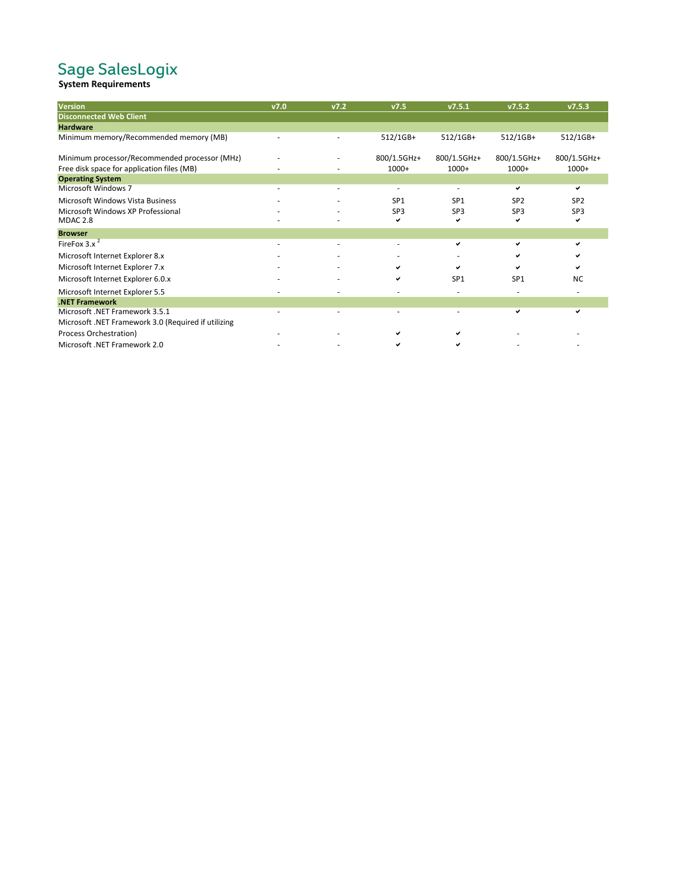# Sage SalesLogix

**System Requirements**

| Version | v7.0 | v7.2 | v7.5 | v7.5.1 | v7.5.2 | v7.5.3 |
|---|---|---|---|---|---|---|
| **Disconnected Web Client** | | | | | | |
| **Hardware** | | | | | | |
| Minimum memory/Recommended memory (MB) | - | - | 512/1GB+ | 512/1GB+ | 512/1GB+ | 512/1GB+ |
| Minimum processor/Recommended processor (MHz) | - | - | 800/1.5GHz+ | 800/1.5GHz+ | 800/1.5GHz+ | 800/1.5GHz+ |
| Free disk space for application files (MB) | - | - | 1000+ | 1000+ | 1000+ | 1000+ |
| **Operating System** | | | | | | |
| Microsoft Windows 7 | - | - | - | - | ✔ | ✔ |
| Microsoft Windows Vista Business | - | - | SP1 | SP1 | SP2 | SP2 |
| Microsoft Windows XP Professional | - | - | SP3 | SP3 | SP3 | SP3 |
| MDAC 2.8 | - | - | ✔ | ✔ | ✔ | ✔ |
| **Browser** | | | | | | |
| FireFox 3.x [2] | - | - | - | ✔ | ✔ | ✔ |
| Microsoft Internet Explorer 8.x | - | - | - | - | ✔ | ✔ |
| Microsoft Internet Explorer 7.x | - | - | ✔ | ✔ | ✔ | ✔ |
| Microsoft Internet Explorer 6.0.x | - | - | ✔ | SP1 | SP1 | NC |
| Microsoft Internet Explorer 5.5 | - | - | - | - | - | - |
| **.NET Framework** | | | | | | |
| Microsoft .NET Framework 3.5.1 | - | - | - | - | ✔ | ✔ |
| Microsoft .NET Framework 3.0 (Required if utilizing Process Orchestration) | - | - | ✔ | ✔ | - | - |
| Microsoft .NET Framework 2.0 | - | - | ✔ | ✔ | - | - |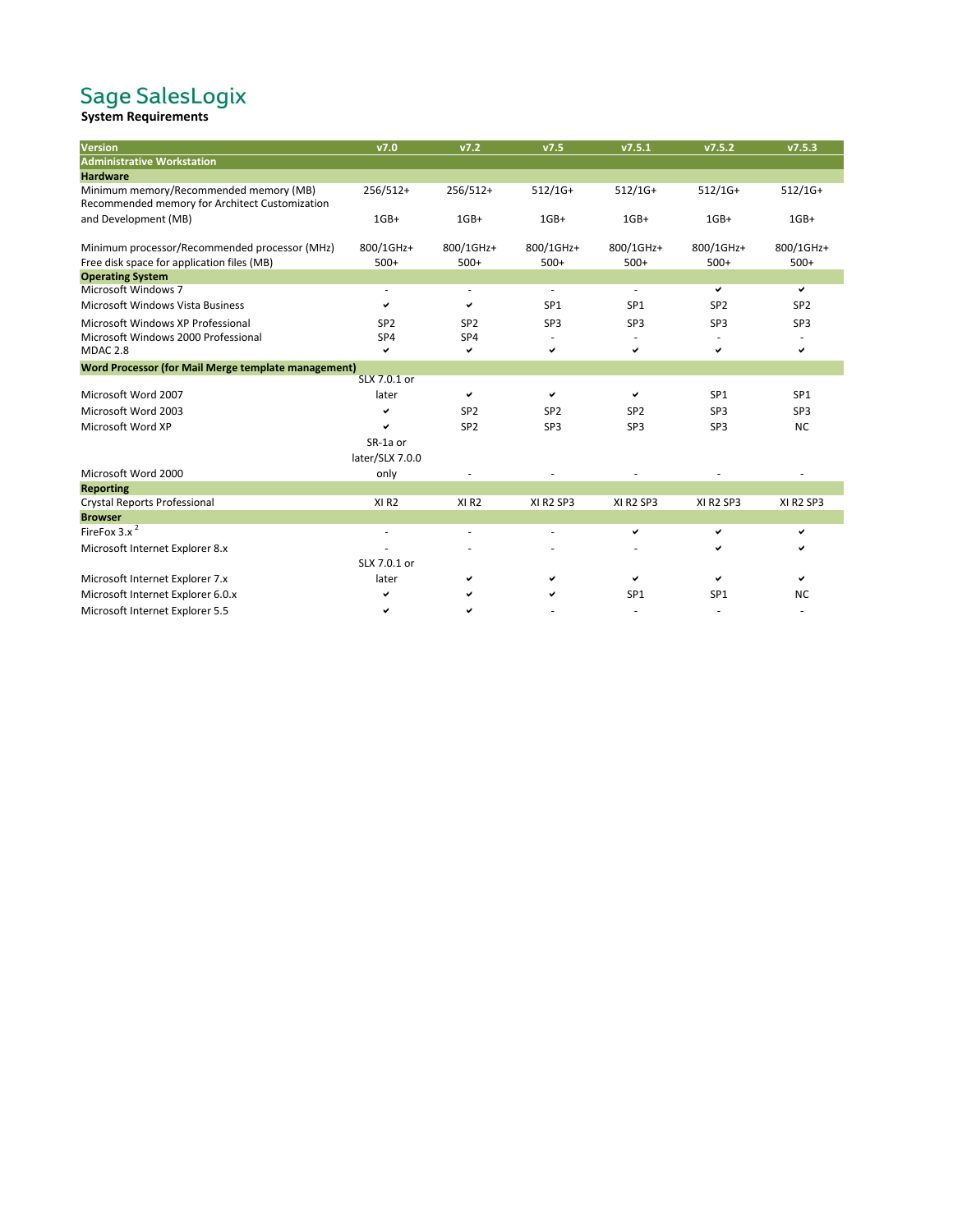# Sage SalesLogix

**System Requirements**

| Version | v7.0 | v7.2 | v7.5 | v7.5.1 | v7.5.2 | v7.5.3 |
|---|---|---|---|---|---|---|
| **Administrative Workstation** | | | | | | |
| **Hardware** | | | | | | |
| Minimum memory/Recommended memory (MB) | 256/512+ | 256/512+ | 512/1G+ | 512/1G+ | 512/1G+ | 512/1G+ |
| Recommended memory for Architect Customization and Development (MB) | 1GB+ | 1GB+ | 1GB+ | 1GB+ | 1GB+ | 1GB+ |
| Minimum processor/Recommended processor (MHz) | 800/1GHz+ | 800/1GHz+ | 800/1GHz+ | 800/1GHz+ | 800/1GHz+ | 800/1GHz+ |
| Free disk space for application files (MB) | 500+ | 500+ | 500+ | 500+ | 500+ | 500+ |
| **Operating System** | | | | | | |
| Microsoft Windows 7 | - | - | - | - | ✔ | ✔ |
| Microsoft Windows Vista Business | ✔ | ✔ | SP1 | SP1 | SP2 | SP2 |
| Microsoft Windows XP Professional | SP2 | SP2 | SP3 | SP3 | SP3 | SP3 |
| Microsoft Windows 2000 Professional | SP4 | SP4 | - | - | - | - |
| MDAC 2.8 | ✔ | ✔ | ✔ | ✔ | ✔ | ✔ |
| **Word Processor (for Mail Merge template management)** | | | | | | |
| Microsoft Word 2007 | SLX 7.0.1 or later | ✔ | ✔ | ✔ | SP1 | SP1 |
| Microsoft Word 2003 | ✔ | SP2 | SP2 | SP2 | SP3 | SP3 |
| Microsoft Word XP | ✔ | SP2 | SP3 | SP3 | SP3 | NC |
| Microsoft Word 2000 | SR-1a or later/SLX 7.0.0 only | - | - | - | - | - |
| **Reporting** | | | | | | |
| Crystal Reports Professional | XI R2 | XI R2 | XI R2 SP3 | XI R2 SP3 | XI R2 SP3 | XI R2 SP3 |
| **Browser** | | | | | | |
| FireFox 3.x [2] | - | - | - | ✔ | ✔ | ✔ |
| Microsoft Internet Explorer 8.x | - | - | - | - | ✔ | ✔ |
| Microsoft Internet Explorer 7.x | SLX 7.0.1 or later | ✔ | ✔ | ✔ | ✔ | ✔ |
| Microsoft Internet Explorer 6.0.x | ✔ | ✔ | ✔ | SP1 | SP1 | NC |
| Microsoft Internet Explorer 5.5 | ✔ | ✔ | - | - | - | - |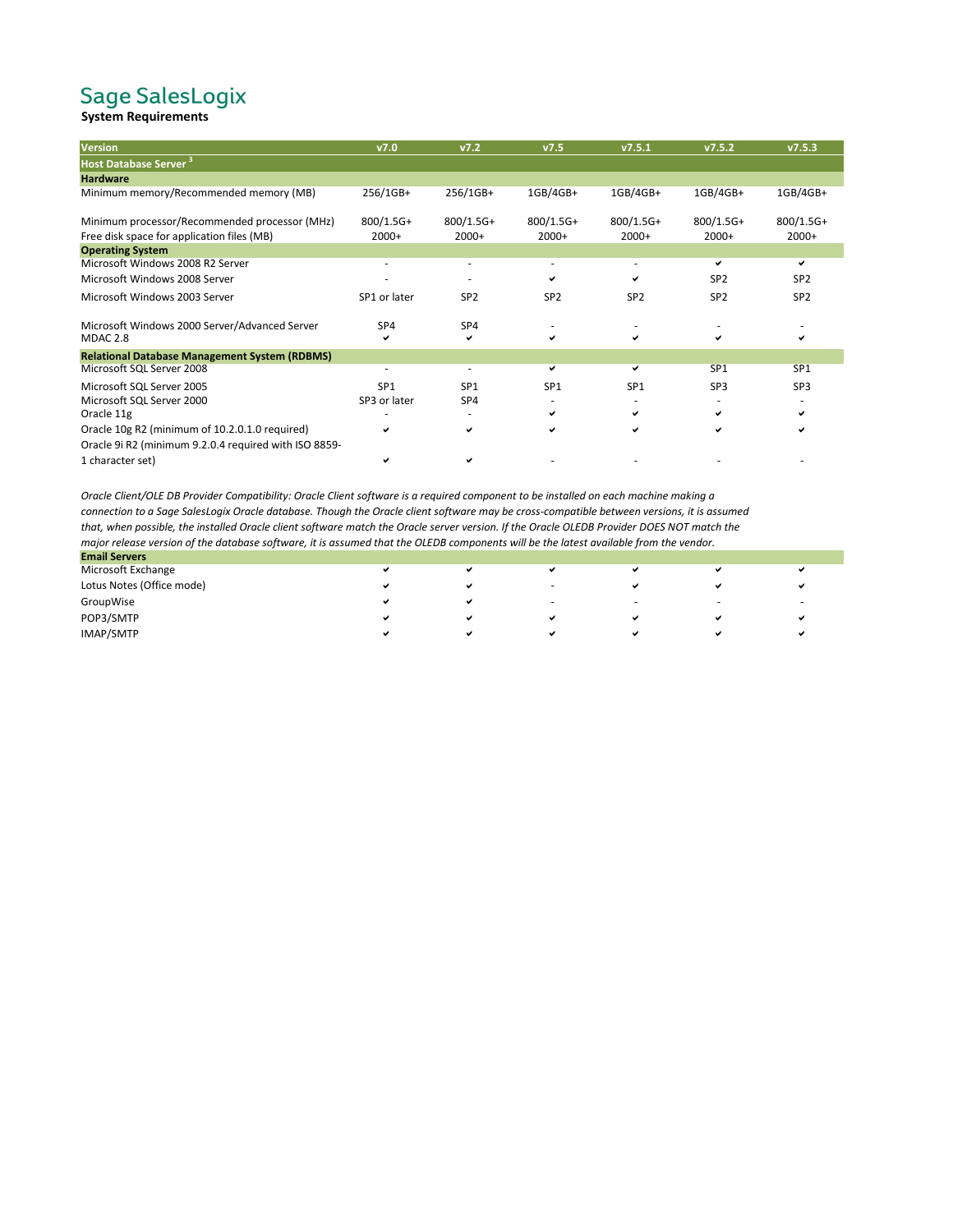# Sage SalesLogix

**System Requirements**

| Version | v7.0 | v7.2 | v7.5 | v7.5.1 | v7.5.2 | v7.5.3 |
|---|---|---|---|---|---|---|
| **Host Database Server** [3] | | | | | | |
| **Hardware** | | | | | | |
| Minimum memory/Recommended memory (MB) | 256/1GB+ | 256/1GB+ | 1GB/4GB+ | 1GB/4GB+ | 1GB/4GB+ | 1GB/4GB+ |
| Minimum processor/Recommended processor (MHz) | 800/1.5G+ | 800/1.5G+ | 800/1.5G+ | 800/1.5G+ | 800/1.5G+ | 800/1.5G+ |
| Free disk space for application files (MB) | 2000+ | 2000+ | 2000+ | 2000+ | 2000+ | 2000+ |
| **Operating System** | | | | | | |
| Microsoft Windows 2008 R2 Server | - | - | - | - | ✔ | ✔ |
| Microsoft Windows 2008 Server | - | - | ✔ | ✔ | SP2 | SP2 |
| Microsoft Windows 2003 Server | SP1 or later | SP2 | SP2 | SP2 | SP2 | SP2 |
| Microsoft Windows 2000 Server/Advanced Server | SP4 | SP4 | - | - | - | - |
| MDAC 2.8 | ✔ | ✔ | ✔ | ✔ | ✔ | ✔ |
| **Relational Database Management System (RDBMS)** | | | | | | |
| Microsoft SQL Server 2008 | - | - | ✔ | ✔ | SP1 | SP1 |
| Microsoft SQL Server 2005 | SP1 | SP1 | SP1 | SP1 | SP3 | SP3 |
| Microsoft SQL Server 2000 | SP3 or later | SP4 | - | - | - | - |
| Oracle 11g | - | - | ✔ | ✔ | ✔ | ✔ |
| Oracle 10g R2 (minimum of 10.2.0.1.0 required) | ✔ | ✔ | ✔ | ✔ | ✔ | ✔ |
| Oracle 9i R2 (minimum 9.2.0.4 required with ISO 8859-1 character set) | ✔ | ✔ | - | - | - | - |

*Oracle Client/OLE DB Provider Compatibility: Oracle Client software is a required component to be installed on each machine making a connection to a Sage SalesLogix Oracle database. Though the Oracle client software may be cross-compatible between versions, it is assumed that, when possible, the installed Oracle client software match the Oracle server version. If the Oracle OLEDB Provider DOES NOT match the major release version of the database software, it is assumed that the OLEDB components will be the latest available from the vendor.*

| **Email Servers** | v7.0 | v7.2 | v7.5 | v7.5.1 | v7.5.2 | v7.5.3 |
|---|---|---|---|---|---|---|
| Microsoft Exchange | ✔ | ✔ | ✔ | ✔ | ✔ | ✔ |
| Lotus Notes (Office mode) | ✔ | ✔ | - | ✔ | ✔ | ✔ |
| GroupWise | ✔ | ✔ | - | - | - | - |
| POP3/SMTP | ✔ | ✔ | ✔ | ✔ | ✔ | ✔ |
| IMAP/SMTP | ✔ | ✔ | ✔ | ✔ | ✔ | ✔ |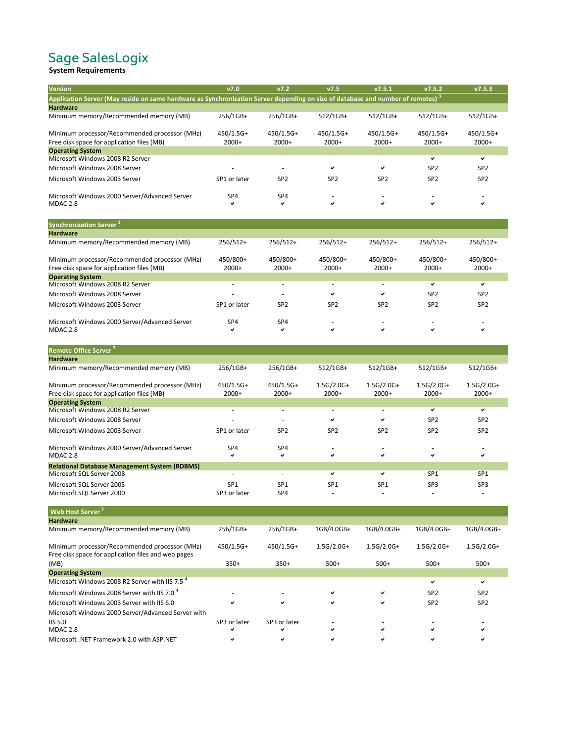# Sage SalesLogix

**System Requirements**

| Version | v7.0 | v7.2 | v7.5 | v7.5.1 | v7.5.2 | v7.5.3 |
|---|---|---|---|---|---|---|
| **Application Server (May reside on same hardware as Synchronization Server depending on size of database and number of remotes)** [3] | | | | | | |
| **Hardware** | | | | | | |
| Minimum memory/Recommended memory (MB) | 256/1GB+ | 256/1GB+ | 512/1GB+ | 512/1GB+ | 512/1GB+ | 512/1GB+ |
| Minimum processor/Recommended processor (MHz) | 450/1.5G+ | 450/1.5G+ | 450/1.5G+ | 450/1.5G+ | 450/1.5G+ | 450/1.5G+ |
| Free disk space for application files (MB) | 2000+ | 2000+ | 2000+ | 2000+ | 2000+ | 2000+ |
| **Operating System** | | | | | | |
| Microsoft Windows 2008 R2 Server | - | - | - | - | ✔ | ✔ |
| Microsoft Windows 2008 Server | - | - | ✔ | ✔ | SP2 | SP2 |
| Microsoft Windows 2003 Server | SP1 or later | SP2 | SP2 | SP2 | SP2 | SP2 |
| Microsoft Windows 2000 Server/Advanced Server | SP4 | SP4 | - | - | - | - |
| MDAC 2.8 | ✔ | ✔ | ✔ | ✔ | ✔ | ✔ |
| **Synchronization Server** [3] | | | | | | |
| **Hardware** | | | | | | |
| Minimum memory/Recommended memory (MB) | 256/512+ | 256/512+ | 256/512+ | 256/512+ | 256/512+ | 256/512+ |
| Minimum processor/Recommended processor (MHz) | 450/800+ | 450/800+ | 450/800+ | 450/800+ | 450/800+ | 450/800+ |
| Free disk space for application files (MB) | 2000+ | 2000+ | 2000+ | 2000+ | 2000+ | 2000+ |
| **Operating System** | | | | | | |
| Microsoft Windows 2008 R2 Server | - | - | - | - | ✔ | ✔ |
| Microsoft Windows 2008 Server | - | - | ✔ | ✔ | SP2 | SP2 |
| Microsoft Windows 2003 Server | SP1 or later | SP2 | SP2 | SP2 | SP2 | SP2 |
| Microsoft Windows 2000 Server/Advanced Server | SP4 | SP4 | - | - | - | - |
| MDAC 2.8 | ✔ | ✔ | ✔ | ✔ | ✔ | ✔ |
| **Remote Office Server** [3] | | | | | | |
| **Hardware** | | | | | | |
| Minimum memory/Recommended memory (MB) | 256/1GB+ | 256/1GB+ | 512/1GB+ | 512/1GB+ | 512/1GB+ | 512/1GB+ |
| Minimum processor/Recommended processor (MHz) | 450/1.5G+ | 450/1.5G+ | 1.5G/2.0G+ | 1.5G/2.0G+ | 1.5G/2.0G+ | 1.5G/2.0G+ |
| Free disk space for application files (MB) | 2000+ | 2000+ | 2000+ | 2000+ | 2000+ | 2000+ |
| **Operating System** | | | | | | |
| Microsoft Windows 2008 R2 Server | - | - | - | - | ✔ | ✔ |
| Microsoft Windows 2008 Server | - | - | ✔ | ✔ | SP2 | SP2 |
| Microsoft Windows 2003 Server | SP1 or later | SP2 | SP2 | SP2 | SP2 | SP2 |
| Microsoft Windows 2000 Server/Advanced Server | SP4 | SP4 | - | - | - | - |
| MDAC 2.8 | ✔ | ✔ | ✔ | ✔ | ✔ | ✔ |
| **Relational Database Management System (RDBMS)** | | | | | | |
| Microsoft SQL Server 2008 | - | - | ✔ | ✔ | SP1 | SP1 |
| Microsoft SQL Server 2005 | SP1 | SP1 | SP1 | SP1 | SP3 | SP3 |
| Microsoft SQL Server 2000 | SP3 or later | SP4 | - | - | - | - |
| **Web Host Server** [3] | | | | | | |
| **Hardware** | | | | | | |
| Minimum memory/Recommended memory (MB) | 256/1GB+ | 256/1GB+ | 1GB/4.0GB+ | 1GB/4.0GB+ | 1GB/4.0GB+ | 1GB/4.0GB+ |
| Minimum processor/Recommended processor (MHz) | 450/1.5G+ | 450/1.5G+ | 1.5G/2.0G+ | 1.5G/2.0G+ | 1.5G/2.0G+ | 1.5G/2.0G+ |
| Free disk space for application files and web pages (MB) | 350+ | 350+ | 500+ | 500+ | 500+ | 500+ |
| **Operating System** | | | | | | |
| Microsoft Windows 2008 R2 Server with IIS 7.5 [4] | - | - | - | - | ✔ | ✔ |
| Microsoft Windows 2008 Server with IIS 7.0 [4] | - | - | ✔ | ✔ | SP2 | SP2 |
| Microsoft Windows 2003 Server with IIS 6.0 | ✔ | ✔ | ✔ | ✔ | SP2 | SP2 |
| Microsoft Windows 2000 Server/Advanced Server with IIS 5.0 | SP3 or later | SP3 or later | - | - | - | - |
| MDAC 2.8 | ✔ | ✔ | ✔ | ✔ | ✔ | ✔ |
| Microsoft .NET Framework 2.0 with ASP.NET | ✔ | ✔ | ✔ | ✔ | ✔ | ✔ |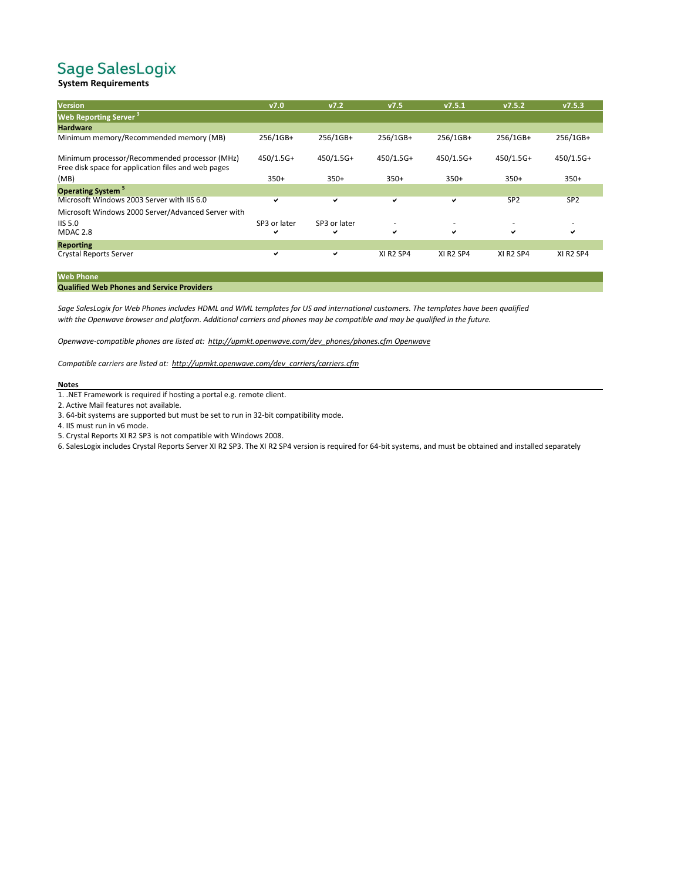# Sage SalesLogix

**System Requirements**

| Version | v7.0 | v7.2 | v7.5 | v7.5.1 | v7.5.2 | v7.5.3 |
|---|---|---|---|---|---|---|
| **Web Reporting Server [3]** | | | | | | |
| **Hardware** | | | | | | |
| Minimum memory/Recommended memory (MB) | 256/1GB+ | 256/1GB+ | 256/1GB+ | 256/1GB+ | 256/1GB+ | 256/1GB+ |
| Minimum processor/Recommended processor (MHz) | 450/1.5G+ | 450/1.5G+ | 450/1.5G+ | 450/1.5G+ | 450/1.5G+ | 450/1.5G+ |
| Free disk space for application files and web pages (MB) | 350+ | 350+ | 350+ | 350+ | 350+ | 350+ |
| **Operating System [5]** | | | | | | |
| Microsoft Windows 2003 Server with IIS 6.0 | ✔ | ✔ | ✔ | ✔ | SP2 | SP2 |
| Microsoft Windows 2000 Server/Advanced Server with IIS 5.0 | SP3 or later | SP3 or later | - | - | - | - |
| MDAC 2.8 | ✔ | ✔ | ✔ | ✔ | ✔ | ✔ |
| **Reporting** | | | | | | |
| Crystal Reports Server | ✔ | ✔ | XI R2 SP4 | XI R2 SP4 | XI R2 SP4 | XI R2 SP4 |

| Web Phone |
|---|
| **Qualified Web Phones and Service Providers** |

*Sage SalesLogix for Web Phones includes HDML and WML templates for US and international customers. The templates have been qualified with the Openwave browser and platform. Additional carriers and phones may be compatible and may be qualified in the future.*

*Openwave-compatible phones are listed at: http://upmkt.openwave.com/dev_phones/phones.cfm Openwave*

*Compatible carriers are listed at: http://upmkt.openwave.com/dev_carriers/carriers.cfm*

**Notes**

1. .NET Framework is required if hosting a portal e.g. remote client.
2. Active Mail features not available.
3. 64-bit systems are supported but must be set to run in 32-bit compatibility mode.
4. IIS must run in v6 mode.
5. Crystal Reports XI R2 SP3 is not compatible with Windows 2008.
6. SalesLogix includes Crystal Reports Server XI R2 SP3. The XI R2 SP4 version is required for 64-bit systems, and must be obtained and installed separately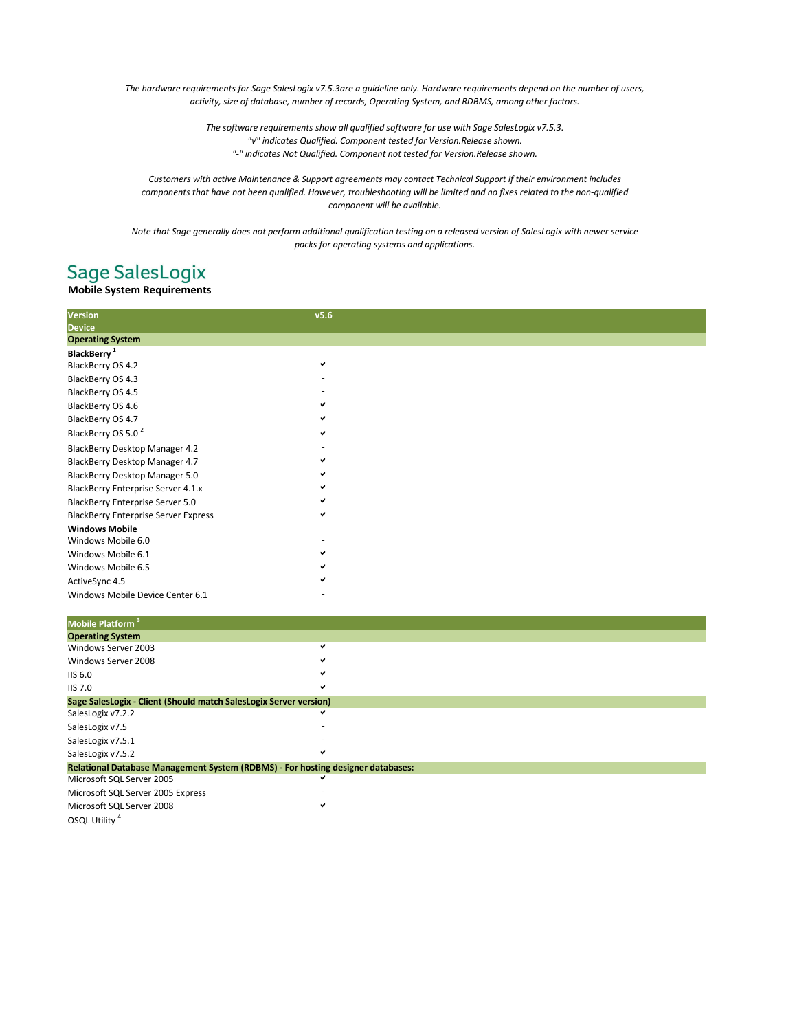*The hardware requirements for Sage SalesLogix v7.5.3are a guideline only. Hardware requirements depend on the number of users, activity, size of database, number of records, Operating System, and RDBMS, among other factors.*

*The software requirements show all qualified software for use with Sage SalesLogix v7.5.3.*
*"√" indicates Qualified. Component tested for Version.Release shown.*
*"-" indicates Not Qualified. Component not tested for Version.Release shown.*

*Customers with active Maintenance & Support agreements may contact Technical Support if their environment includes components that have not been qualified. However, troubleshooting will be limited and no fixes related to the non-qualified component will be available.*

*Note that Sage generally does not perform additional qualification testing on a released version of SalesLogix with newer service packs for operating systems and applications.*

## Sage SalesLogix

**Mobile System Requirements**

| Version<br>Device | v5.6 |
|---|---|
| **Operating System** | |
| **BlackBerry** [1] | |
| BlackBerry OS 4.2 | ✔ |
| BlackBerry OS 4.3 | - |
| BlackBerry OS 4.5 | - |
| BlackBerry OS 4.6 | ✔ |
| BlackBerry OS 4.7 | ✔ |
| BlackBerry OS 5.0 [2] | ✔ |
| BlackBerry Desktop Manager 4.2 | - |
| BlackBerry Desktop Manager 4.7 | ✔ |
| BlackBerry Desktop Manager 5.0 | ✔ |
| BlackBerry Enterprise Server 4.1.x | ✔ |
| BlackBerry Enterprise Server 5.0 | ✔ |
| BlackBerry Enterprise Server Express | ✔ |
| **Windows Mobile** | |
| Windows Mobile 6.0 | - |
| Windows Mobile 6.1 | ✔ |
| Windows Mobile 6.5 | ✔ |
| ActiveSync 4.5 | ✔ |
| Windows Mobile Device Center 6.1 | - |

| Mobile Platform [3] | |
|---|---|
| **Operating System** | |
| Windows Server 2003 | ✔ |
| Windows Server 2008 | ✔ |
| IIS 6.0 | ✔ |
| IIS 7.0 | ✔ |
| **Sage SalesLogix - Client (Should match SalesLogix Server version)** | |
| SalesLogix v7.2.2 | ✔ |
| SalesLogix v7.5 | - |
| SalesLogix v7.5.1 | - |
| SalesLogix v7.5.2 | ✔ |
| **Relational Database Management System (RDBMS) - For hosting designer databases:** | |
| Microsoft SQL Server 2005 | ✔ |
| Microsoft SQL Server 2005 Express | - |
| Microsoft SQL Server 2008 | ✔ |
| OSQL Utility [4] | |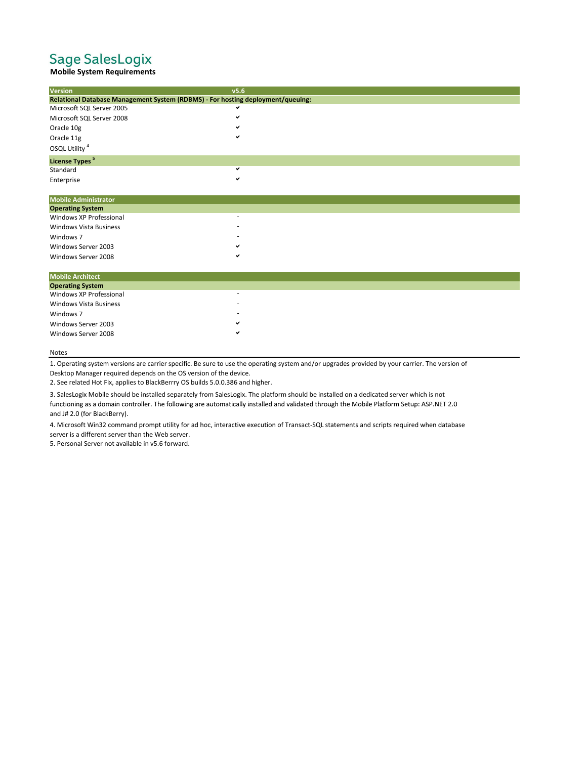# Sage SalesLogix

**Mobile System Requirements**

| Version | v5.6 |
| --- | --- |
| **Relational Database Management System (RDBMS) - For hosting deployment/queuing:** | |
| Microsoft SQL Server 2005 | ✔ |
| Microsoft SQL Server 2008 | ✔ |
| Oracle 10g | ✔ |
| Oracle 11g | ✔ |
| OSQL Utility [4] | |
| **License Types [5]** | |
| Standard | ✔ |
| Enterprise | ✔ |

| Mobile Administrator | |
| --- | --- |
| **Operating System** | |
| Windows XP Professional | - |
| Windows Vista Business | - |
| Windows 7 | - |
| Windows Server 2003 | ✔ |
| Windows Server 2008 | ✔ |

| Mobile Architect | |
| --- | --- |
| **Operating System** | |
| Windows XP Professional | - |
| Windows Vista Business | - |
| Windows 7 | - |
| Windows Server 2003 | ✔ |
| Windows Server 2008 | ✔ |

Notes

1. Operating system versions are carrier specific. Be sure to use the operating system and/or upgrades provided by your carrier. The version of Desktop Manager required depends on the OS version of the device.
2. See related Hot Fix, applies to BlackBerrry OS builds 5.0.0.386 and higher.
3. SalesLogix Mobile should be installed separately from SalesLogix. The platform should be installed on a dedicated server which is not functioning as a domain controller. The following are automatically installed and validated through the Mobile Platform Setup: ASP.NET 2.0 and J# 2.0 (for BlackBerry).
4. Microsoft Win32 command prompt utility for ad hoc, interactive execution of Transact-SQL statements and scripts required when database server is a different server than the Web server.
5. Personal Server not available in v5.6 forward.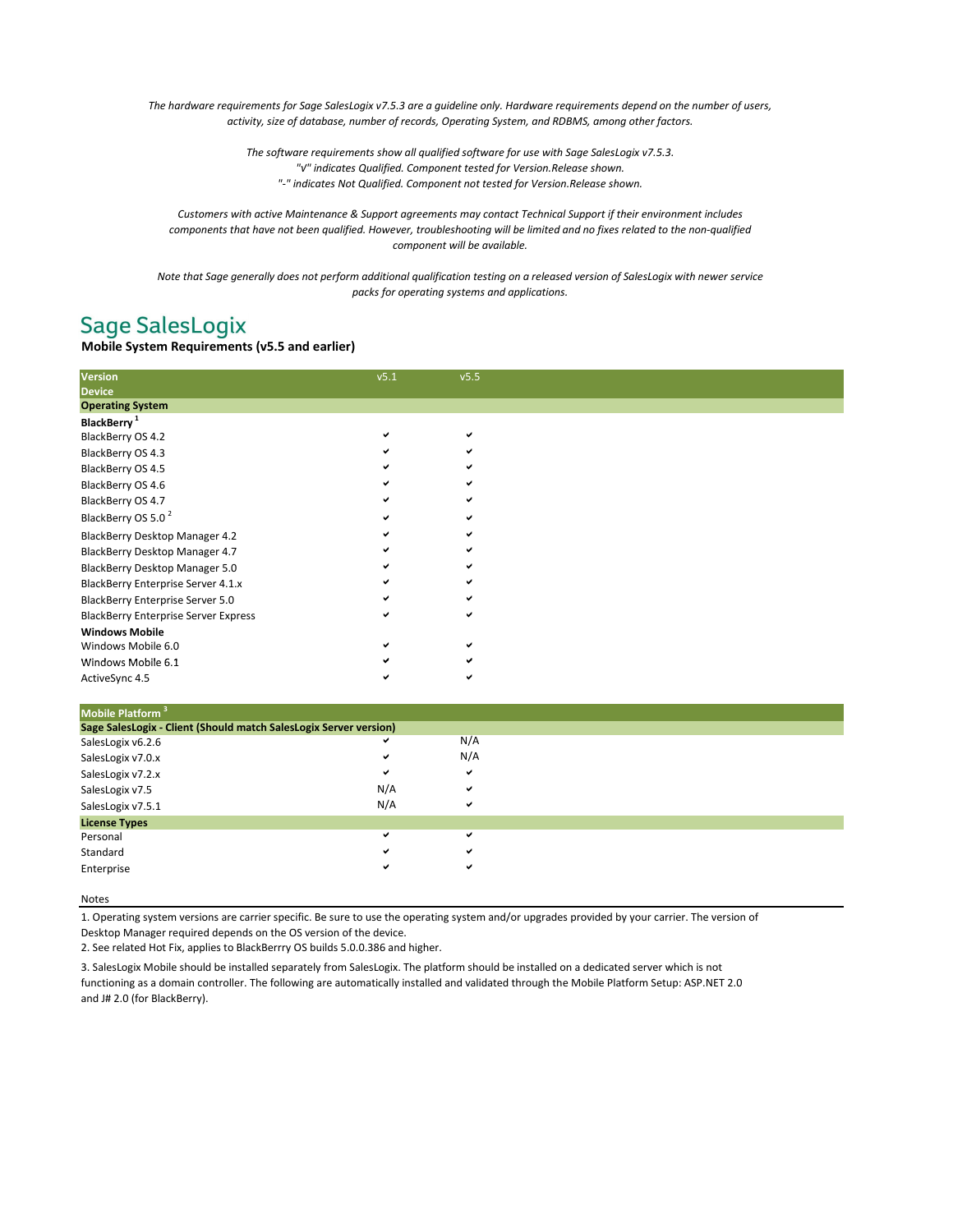*The hardware requirements for Sage SalesLogix v7.5.3 are a guideline only. Hardware requirements depend on the number of users, activity, size of database, number of records, Operating System, and RDBMS, among other factors.*

*The software requirements show all qualified software for use with Sage SalesLogix v7.5.3.*
*"√" indicates Qualified. Component tested for Version.Release shown.*
*"-" indicates Not Qualified. Component not tested for Version.Release shown.*

*Customers with active Maintenance & Support agreements may contact Technical Support if their environment includes components that have not been qualified. However, troubleshooting will be limited and no fixes related to the non-qualified component will be available.*

*Note that Sage generally does not perform additional qualification testing on a released version of SalesLogix with newer service packs for operating systems and applications.*

# Sage SalesLogix

**Mobile System Requirements (v5.5 and earlier)**

| Version / Device | v5.1 | v5.5 |
|---|---|---|
| **Operating System** | | |
| **BlackBerry** [1] | | |
| BlackBerry OS 4.2 | ✔ | ✔ |
| BlackBerry OS 4.3 | ✔ | ✔ |
| BlackBerry OS 4.5 | ✔ | ✔ |
| BlackBerry OS 4.6 | ✔ | ✔ |
| BlackBerry OS 4.7 | ✔ | ✔ |
| BlackBerry OS 5.0 [2] | ✔ | ✔ |
| BlackBerry Desktop Manager 4.2 | ✔ | ✔ |
| BlackBerry Desktop Manager 4.7 | ✔ | ✔ |
| BlackBerry Desktop Manager 5.0 | ✔ | ✔ |
| BlackBerry Enterprise Server 4.1.x | ✔ | ✔ |
| BlackBerry Enterprise Server 5.0 | ✔ | ✔ |
| BlackBerry Enterprise Server Express | ✔ | ✔ |
| **Windows Mobile** | | |
| Windows Mobile 6.0 | ✔ | ✔ |
| Windows Mobile 6.1 | ✔ | ✔ |
| ActiveSync 4.5 | ✔ | ✔ |
| **Mobile Platform** [3] | | |
| **Sage SalesLogix - Client (Should match SalesLogix Server version)** | | |
| SalesLogix v6.2.6 | ✔ | N/A |
| SalesLogix v7.0.x | ✔ | N/A |
| SalesLogix v7.2.x | ✔ | ✔ |
| SalesLogix v7.5 | N/A | ✔ |
| SalesLogix v7.5.1 | N/A | ✔ |
| **License Types** | | |
| Personal | ✔ | ✔ |
| Standard | ✔ | ✔ |
| Enterprise | ✔ | ✔ |

Notes

1. Operating system versions are carrier specific. Be sure to use the operating system and/or upgrades provided by your carrier. The version of Desktop Manager required depends on the OS version of the device.
2. See related Hot Fix, applies to BlackBerrry OS builds 5.0.0.386 and higher.
3. SalesLogix Mobile should be installed separately from SalesLogix. The platform should be installed on a dedicated server which is not functioning as a domain controller. The following are automatically installed and validated through the Mobile Platform Setup: ASP.NET 2.0 and J# 2.0 (for BlackBerry).